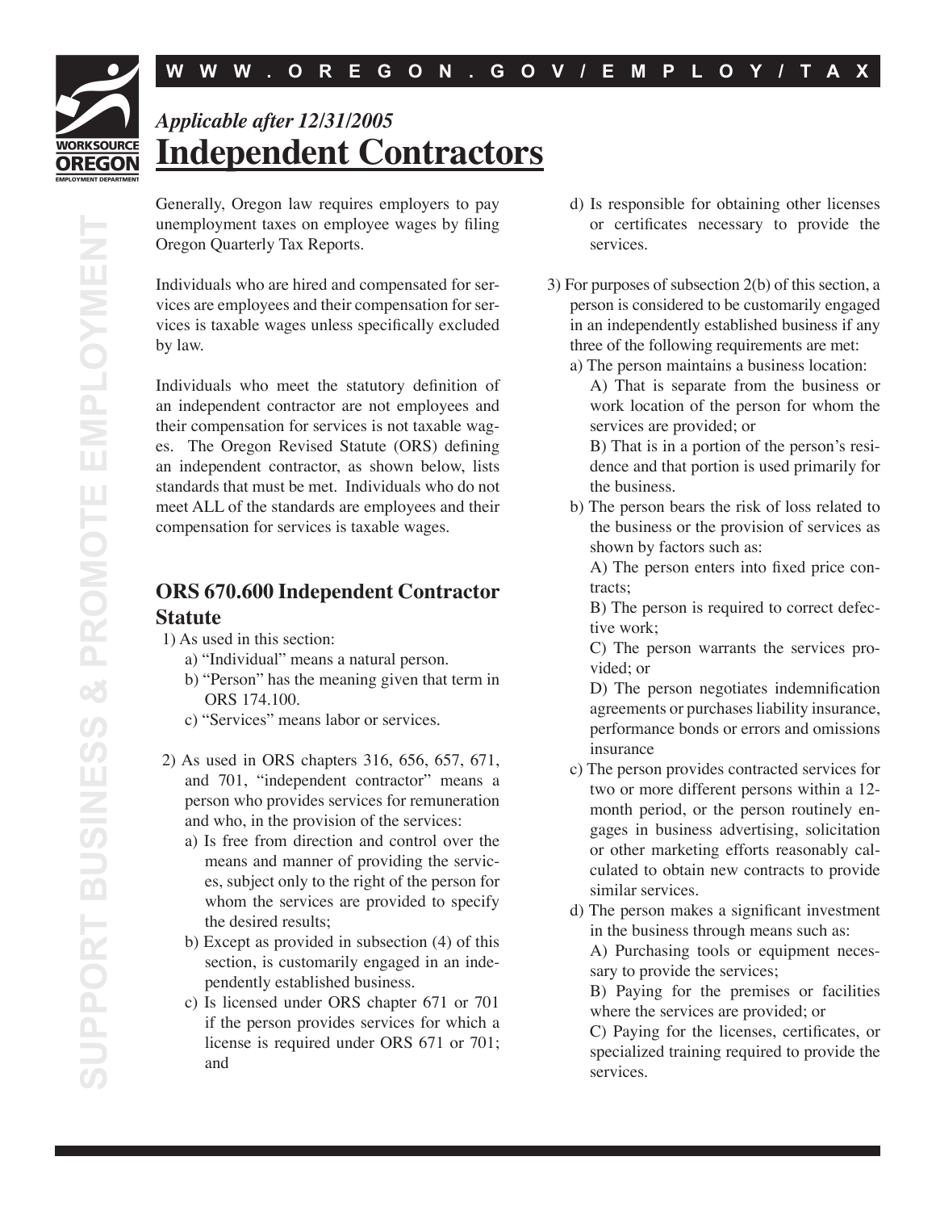*Applicable after 12/31/2005*

# Independent Contractors

Generally, Oregon law requires employers to pay unemployment taxes on employee wages by filing Oregon Quarterly Tax Reports.

Individuals who are hired and compensated for services are employees and their compensation for services is taxable wages unless specifically excluded by law.

Individuals who meet the statutory definition of an independent contractor are not employees and their compensation for services is not taxable wages. The Oregon Revised Statute (ORS) defining an independent contractor, as shown below, lists standards that must be met. Individuals who do not meet ALL of the standards are employees and their compensation for services is taxable wages.

## ORS 670.600 Independent Contractor Statute

1) As used in this section:
   - a) "Individual" means a natural person.
   - b) "Person" has the meaning given that term in ORS 174.100.
   - c) "Services" means labor or services.

2) As used in ORS chapters 316, 656, 657, 671, and 701, "independent contractor" means a person who provides services for remuneration and who, in the provision of the services:
   - a) Is free from direction and control over the means and manner of providing the services, subject only to the right of the person for whom the services are provided to specify the desired results;
   - b) Except as provided in subsection (4) of this section, is customarily engaged in an independently established business.
   - c) Is licensed under ORS chapter 671 or 701 if the person provides services for which a license is required under ORS 671 or 701; and
   - d) Is responsible for obtaining other licenses or certificates necessary to provide the services.

3) For purposes of subsection 2(b) of this section, a person is considered to be customarily engaged in an independently established business if any three of the following requirements are met:
   - a) The person maintains a business location:
     - A) That is separate from the business or work location of the person for whom the services are provided; or
     - B) That is in a portion of the person's residence and that portion is used primarily for the business.
   - b) The person bears the risk of loss related to the business or the provision of services as shown by factors such as:
     - A) The person enters into fixed price contracts;
     - B) The person is required to correct defective work;
     - C) The person warrants the services provided; or
     - D) The person negotiates indemnification agreements or purchases liability insurance, performance bonds or errors and omissions insurance
   - c) The person provides contracted services for two or more different persons within a 12-month period, or the person routinely engages in business advertising, solicitation or other marketing efforts reasonably calculated to obtain new contracts to provide similar services.
   - d) The person makes a significant investment in the business through means such as:
     - A) Purchasing tools or equipment necessary to provide the services;
     - B) Paying for the premises or facilities where the services are provided; or
     - C) Paying for the licenses, certificates, or specialized training required to provide the services.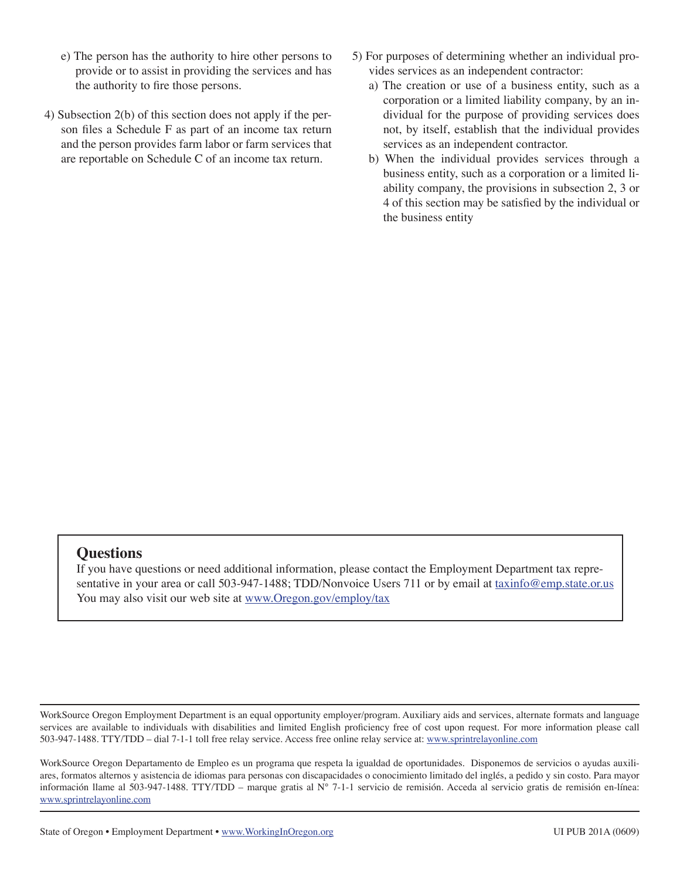e) The person has the authority to hire other persons to provide or to assist in providing the services and has the authority to fire those persons.

4) Subsection 2(b) of this section does not apply if the person files a Schedule F as part of an income tax return and the person provides farm labor or farm services that are reportable on Schedule C of an income tax return.

5) For purposes of determining whether an individual provides services as an independent contractor:
   a) The creation or use of a business entity, such as a corporation or a limited liability company, by an individual for the purpose of providing services does not, by itself, establish that the individual provides services as an independent contractor.
   b) When the individual provides services through a business entity, such as a corporation or a limited liability company, the provisions in subsection 2, 3 or 4 of this section may be satisfied by the individual or the business entity

## Questions

If you have questions or need additional information, please contact the Employment Department tax representative in your area or call 503-947-1488; TDD/Nonvoice Users 711 or by email at taxinfo@emp.state.or.us You may also visit our web site at www.Oregon.gov/employ/tax

WorkSource Oregon Employment Department is an equal opportunity employer/program. Auxiliary aids and services, alternate formats and language services are available to individuals with disabilities and limited English proficiency free of cost upon request. For more information please call 503-947-1488. TTY/TDD – dial 7-1-1 toll free relay service. Access free online relay service at: www.sprintrelayonline.com

WorkSource Oregon Departamento de Empleo es un programa que respeta la igualdad de oportunidades. Disponemos de servicios o ayudas auxiliares, formatos alternos y asistencia de idiomas para personas con discapacidades o conocimiento limitado del inglés, a pedido y sin costo. Para mayor información llame al 503-947-1488. TTY/TDD – marque gratis al N° 7-1-1 servicio de remisión. Acceda al servicio gratis de remisión en-línea: www.sprintrelayonline.com

State of Oregon • Employment Department • www.WorkingInOregon.org UI PUB 201A (0609)